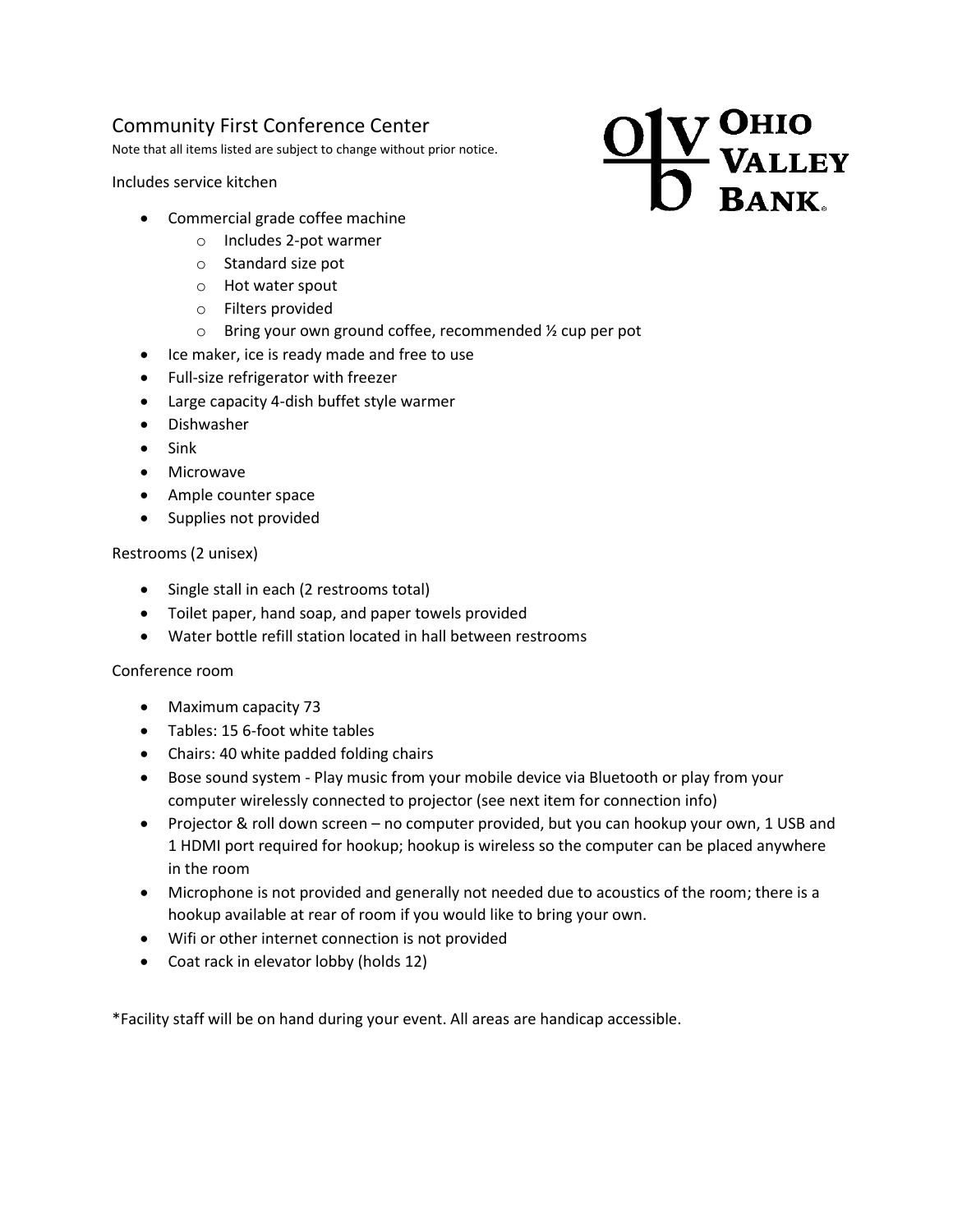# Community First Conference Center

Note that all items listed are subject to change without prior notice.

OHIO VALLEY BANK

Includes service kitchen

- Commercial grade coffee machine
  - Includes 2-pot warmer
  - Standard size pot
  - Hot water spout
  - Filters provided
  - Bring your own ground coffee, recommended ½ cup per pot
- Ice maker, ice is ready made and free to use
- Full-size refrigerator with freezer
- Large capacity 4-dish buffet style warmer
- Dishwasher
- Sink
- Microwave
- Ample counter space
- Supplies not provided

Restrooms (2 unisex)

- Single stall in each (2 restrooms total)
- Toilet paper, hand soap, and paper towels provided
- Water bottle refill station located in hall between restrooms

Conference room

- Maximum capacity 73
- Tables: 15 6-foot white tables
- Chairs: 40 white padded folding chairs
- Bose sound system - Play music from your mobile device via Bluetooth or play from your computer wirelessly connected to projector (see next item for connection info)
- Projector & roll down screen – no computer provided, but you can hookup your own, 1 USB and 1 HDMI port required for hookup; hookup is wireless so the computer can be placed anywhere in the room
- Microphone is not provided and generally not needed due to acoustics of the room; there is a hookup available at rear of room if you would like to bring your own.
- Wifi or other internet connection is not provided
- Coat rack in elevator lobby (holds 12)

*Facility staff will be on hand during your event. All areas are handicap accessible.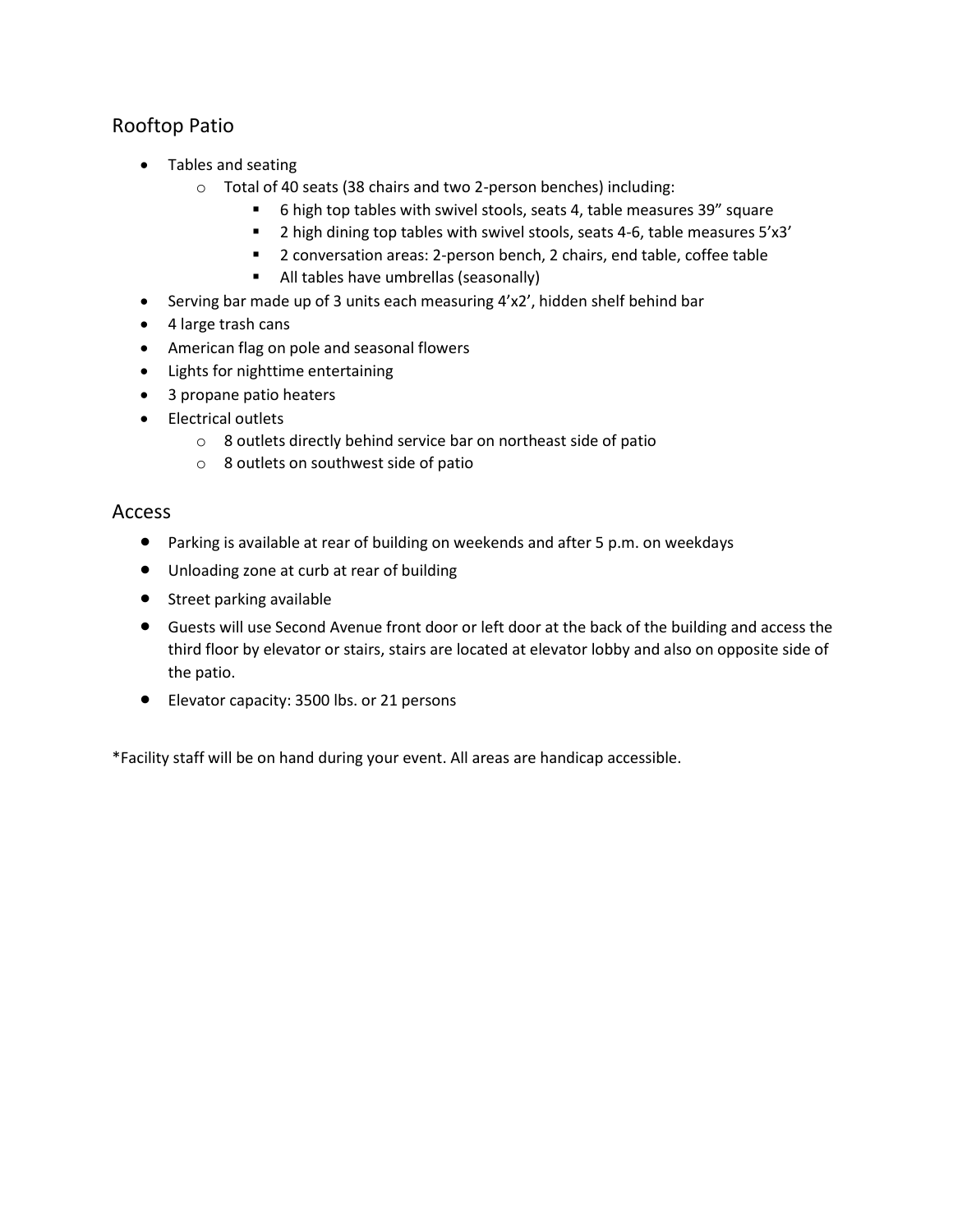## Rooftop Patio

- Tables and seating
    - Total of 40 seats (38 chairs and two 2-person benches) including:
        - 6 high top tables with swivel stools, seats 4, table measures 39" square
        - 2 high dining top tables with swivel stools, seats 4-6, table measures 5'x3'
        - 2 conversation areas: 2-person bench, 2 chairs, end table, coffee table
        - All tables have umbrellas (seasonally)
- Serving bar made up of 3 units each measuring 4'x2', hidden shelf behind bar
- 4 large trash cans
- American flag on pole and seasonal flowers
- Lights for nighttime entertaining
- 3 propane patio heaters
- Electrical outlets
    - 8 outlets directly behind service bar on northeast side of patio
    - 8 outlets on southwest side of patio

## Access

- Parking is available at rear of building on weekends and after 5 p.m. on weekdays
- Unloading zone at curb at rear of building
- Street parking available
- Guests will use Second Avenue front door or left door at the back of the building and access the third floor by elevator or stairs, stairs are located at elevator lobby and also on opposite side of the patio.
- Elevator capacity: 3500 lbs. or 21 persons

*Facility staff will be on hand during your event. All areas are handicap accessible.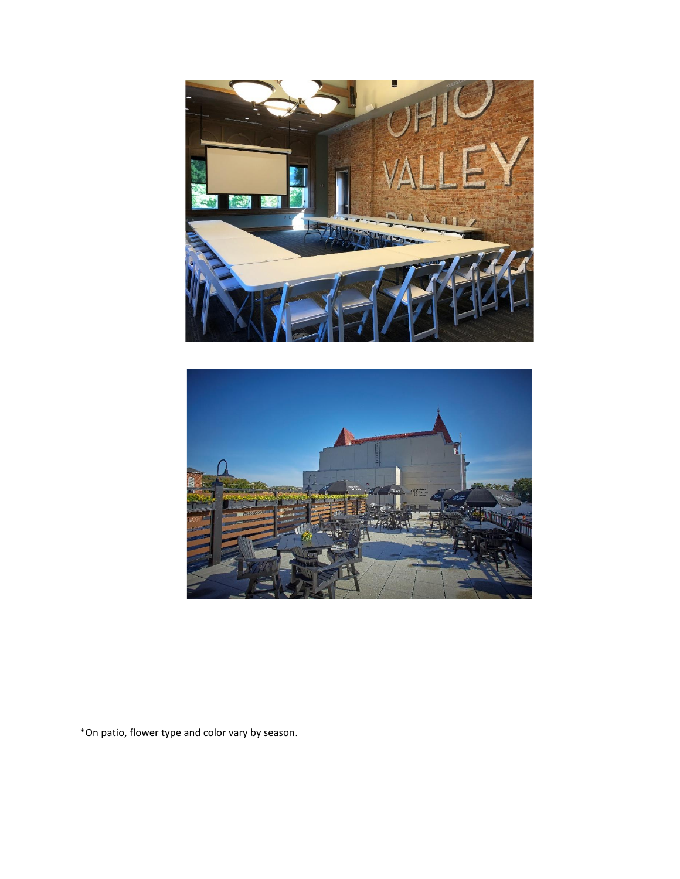*On patio, flower type and color vary by season.